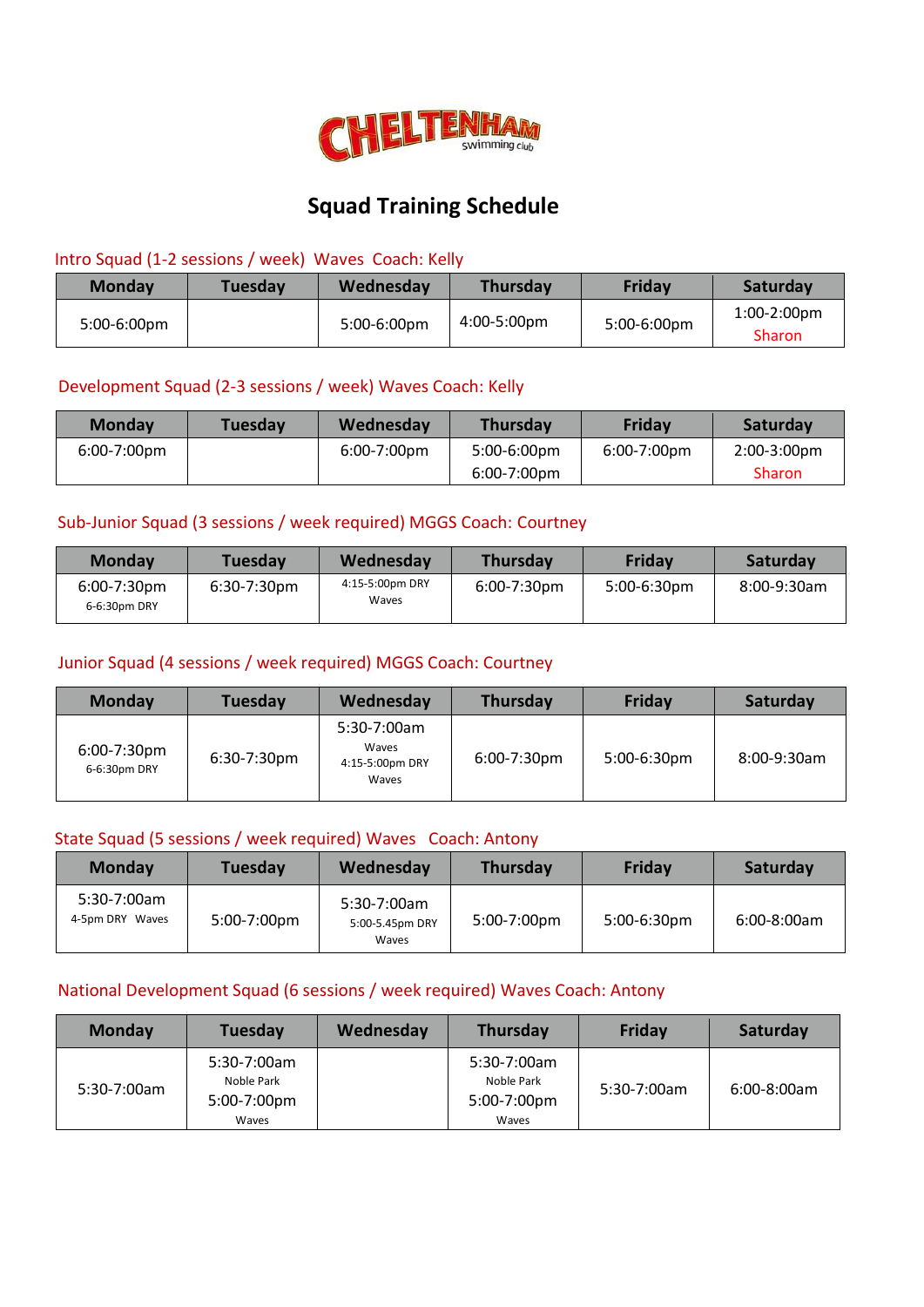CHELTENHAM swimming club

# Squad Training Schedule

Intro Squad (1-2 sessions / week) Waves Coach: Kelly

| Monday | Tuesday | Wednesday | Thursday | Friday | Saturday |
|---|---|---|---|---|---|
| 5:00-6:00pm | | 5:00-6:00pm | 4:00-5:00pm | 5:00-6:00pm | 1:00-2:00pm Sharon |

Development Squad (2-3 sessions / week) Waves Coach: Kelly

| Monday | Tuesday | Wednesday | Thursday | Friday | Saturday |
|---|---|---|---|---|---|
| 6:00-7:00pm | | 6:00-7:00pm | 5:00-6:00pm 6:00-7:00pm | 6:00-7:00pm | 2:00-3:00pm Sharon |

Sub-Junior Squad (3 sessions / week required) MGGS Coach: Courtney

| Monday | Tuesday | Wednesday | Thursday | Friday | Saturday |
|---|---|---|---|---|---|
| 6:00-7:30pm 6-6:30pm DRY | 6:30-7:30pm | 4:15-5:00pm DRY Waves | 6:00-7:30pm | 5:00-6:30pm | 8:00-9:30am |

Junior Squad (4 sessions / week required) MGGS Coach: Courtney

| Monday | Tuesday | Wednesday | Thursday | Friday | Saturday |
|---|---|---|---|---|---|
| 6:00-7:30pm 6-6:30pm DRY | 6:30-7:30pm | 5:30-7:00am Waves 4:15-5:00pm DRY Waves | 6:00-7:30pm | 5:00-6:30pm | 8:00-9:30am |

State Squad (5 sessions / week required) Waves Coach: Antony

| Monday | Tuesday | Wednesday | Thursday | Friday | Saturday |
|---|---|---|---|---|---|
| 5:30-7:00am 4-5pm DRY Waves | 5:00-7:00pm | 5:30-7:00am 5:00-5.45pm DRY Waves | 5:00-7:00pm | 5:00-6:30pm | 6:00-8:00am |

National Development Squad (6 sessions / week required) Waves Coach: Antony

| Monday | Tuesday | Wednesday | Thursday | Friday | Saturday |
|---|---|---|---|---|---|
| 5:30-7:00am | 5:30-7:00am Noble Park 5:00-7:00pm Waves | | 5:30-7:00am Noble Park 5:00-7:00pm Waves | 5:30-7:00am | 6:00-8:00am |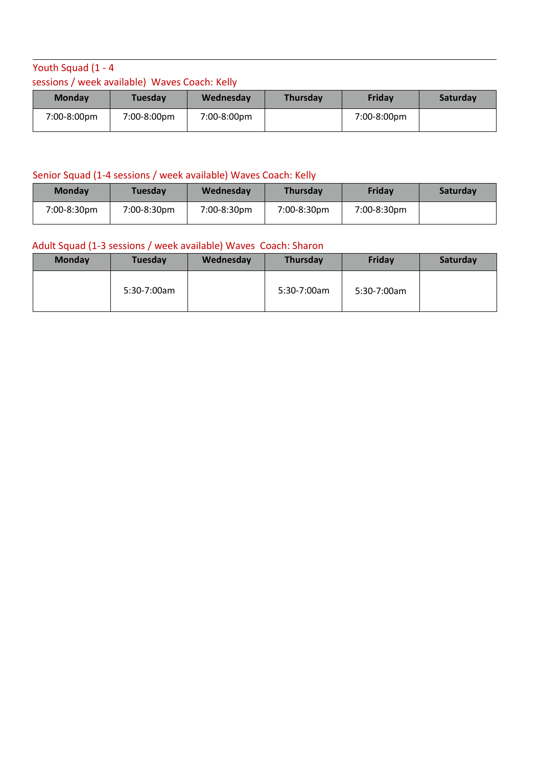Youth Squad (1 - 4 sessions / week available)  Waves Coach: Kelly

| Monday | Tuesday | Wednesday | Thursday | Friday | Saturday |
|---|---|---|---|---|---|
| 7:00-8:00pm | 7:00-8:00pm | 7:00-8:00pm | | 7:00-8:00pm | |

Senior Squad (1-4 sessions / week available) Waves Coach: Kelly

| Monday | Tuesday | Wednesday | Thursday | Friday | Saturday |
|---|---|---|---|---|---|
| 7:00-8:30pm | 7:00-8:30pm | 7:00-8:30pm | 7:00-8:30pm | 7:00-8:30pm | |

Adult Squad (1-3 sessions / week available) Waves  Coach: Sharon

| Monday | Tuesday | Wednesday | Thursday | Friday | Saturday |
|---|---|---|---|---|---|
| | 5:30-7:00am | | 5:30-7:00am | 5:30-7:00am | |